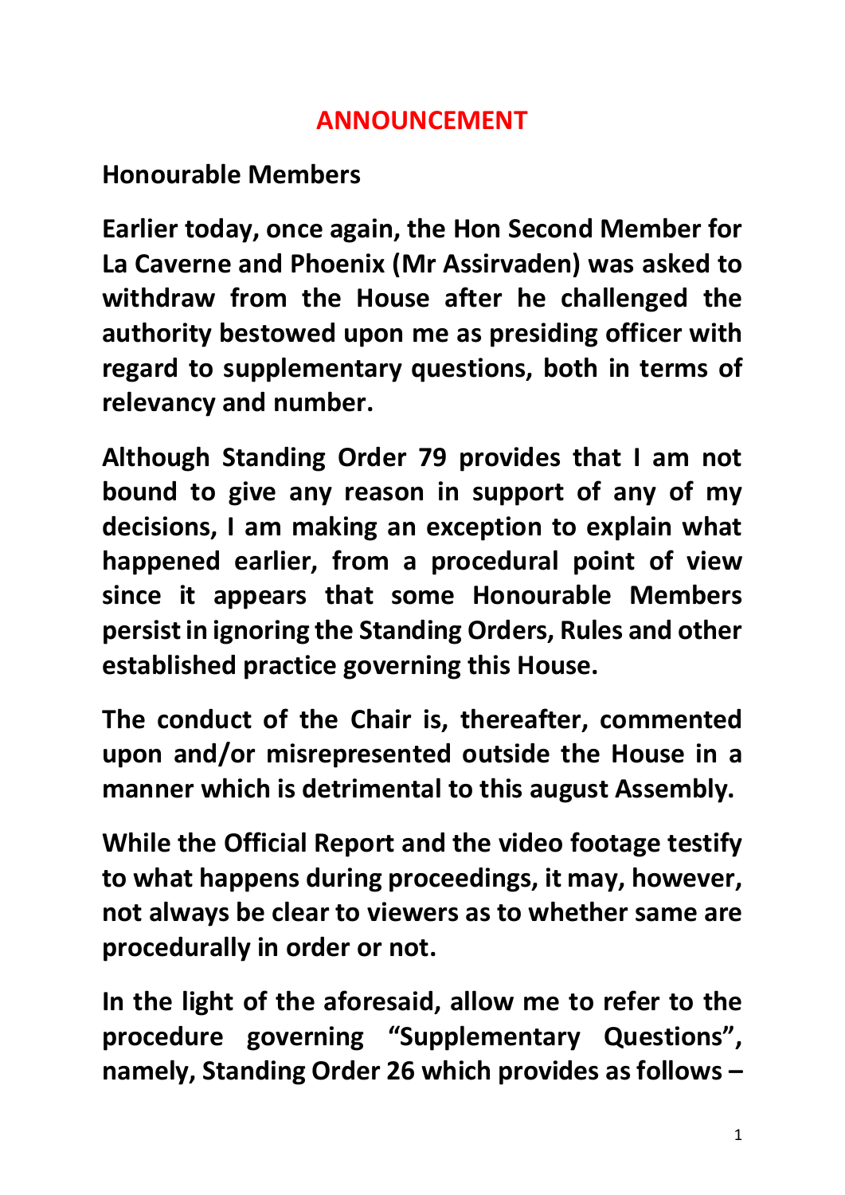# ANNOUNCEMENT

**Honourable Members**

**Earlier today, once again, the Hon Second Member for La Caverne and Phoenix (Mr Assirvaden) was asked to withdraw from the House after he challenged the authority bestowed upon me as presiding officer with regard to supplementary questions, both in terms of relevancy and number.**

**Although Standing Order 79 provides that I am not bound to give any reason in support of any of my decisions, I am making an exception to explain what happened earlier, from a procedural point of view since it appears that some Honourable Members persist in ignoring the Standing Orders, Rules and other established practice governing this House.**

**The conduct of the Chair is, thereafter, commented upon and/or misrepresented outside the House in a manner which is detrimental to this august Assembly.**

**While the Official Report and the video footage testify to what happens during proceedings, it may, however, not always be clear to viewers as to whether same are procedurally in order or not.**

**In the light of the aforesaid, allow me to refer to the procedure governing "Supplementary Questions", namely, Standing Order 26 which provides as follows –**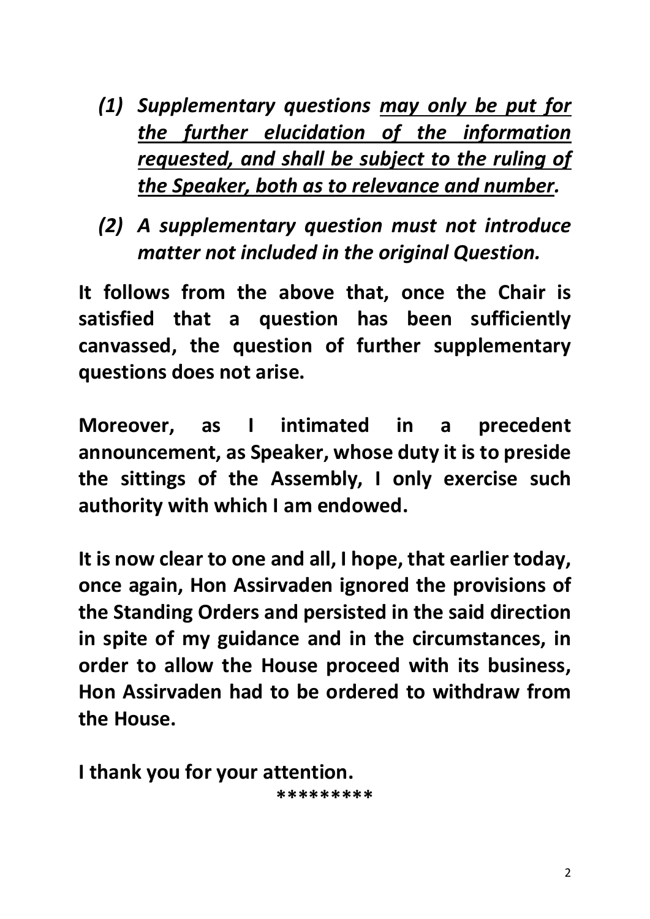*(1) Supplementary questions <u>may only be put for the further elucidation of the information requested, and shall be subject to the ruling of the Speaker, both as to relevance and number</u>.*

*(2) A supplementary question must not introduce matter not included in the original Question.*

**It follows from the above that, once the Chair is satisfied that a question has been sufficiently canvassed, the question of further supplementary questions does not arise.**

**Moreover, as I intimated in a precedent announcement, as Speaker, whose duty it is to preside the sittings of the Assembly, I only exercise such authority with which I am endowed.**

**It is now clear to one and all, I hope, that earlier today, once again, Hon Assirvaden ignored the provisions of the Standing Orders and persisted in the said direction in spite of my guidance and in the circumstances, in order to allow the House proceed with its business, Hon Assirvaden had to be ordered to withdraw from the House.**

**I thank you for your attention.**

**\*\*\*\*\*\*\*\*\***